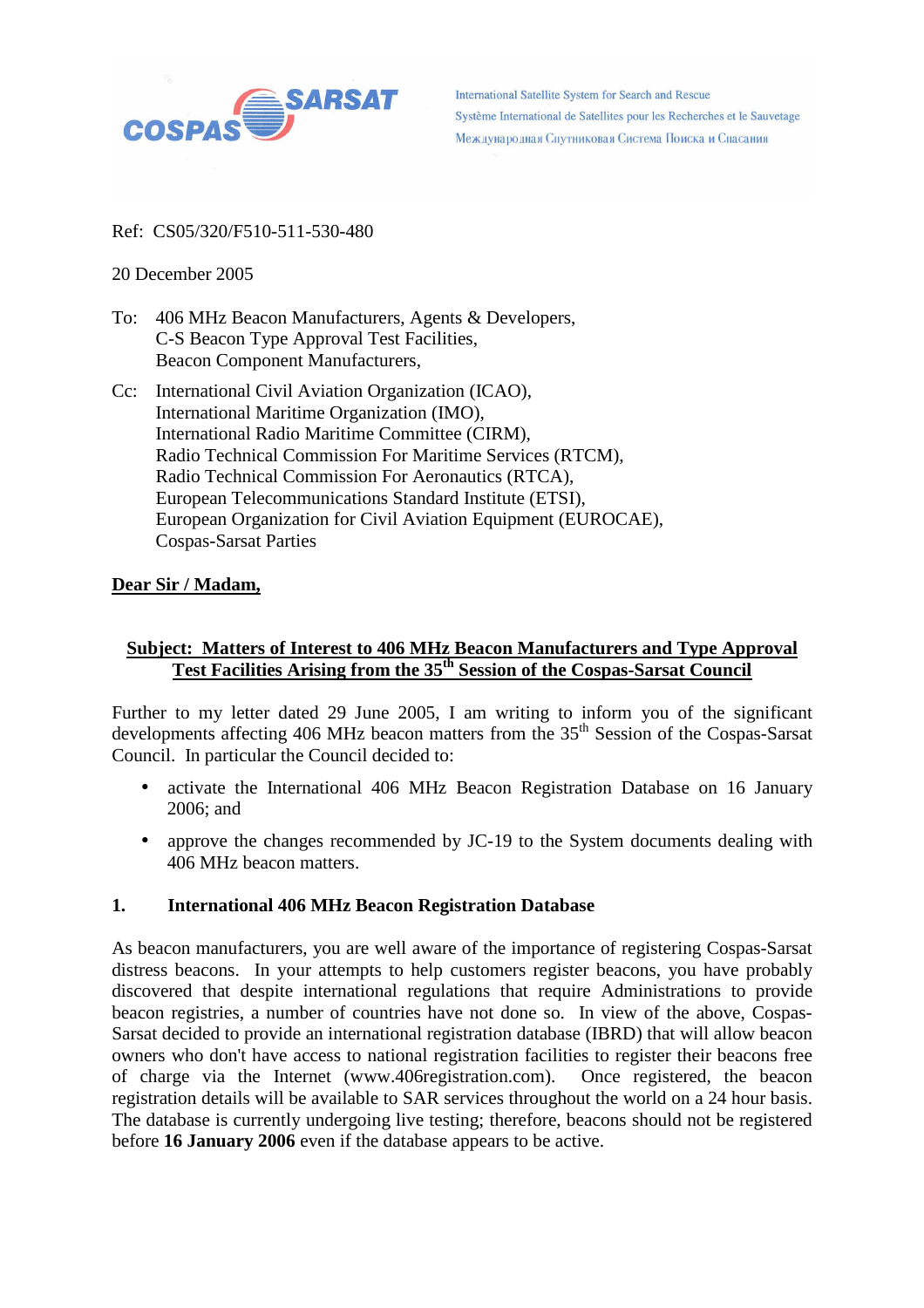COSPAS SARSAT

International Satellite System for Search and Rescue
Système International de Satellites pour les Recherches et le Sauvetage
Международная Спутниковая Система Поиска и Спасания

Ref: CS05/320/F510-511-530-480

20 December 2005

To: 406 MHz Beacon Manufacturers, Agents & Developers,
C-S Beacon Type Approval Test Facilities,
Beacon Component Manufacturers,

Cc: International Civil Aviation Organization (ICAO),
International Maritime Organization (IMO),
International Radio Maritime Committee (CIRM),
Radio Technical Commission For Maritime Services (RTCM),
Radio Technical Commission For Aeronautics (RTCA),
European Telecommunications Standard Institute (ETSI),
European Organization for Civil Aviation Equipment (EUROCAE),
Cospas-Sarsat Parties

**Dear Sir / Madam,**

**Subject: Matters of Interest to 406 MHz Beacon Manufacturers and Type Approval Test Facilities Arising from the 35th Session of the Cospas-Sarsat Council**

Further to my letter dated 29 June 2005, I am writing to inform you of the significant developments affecting 406 MHz beacon matters from the 35th Session of the Cospas-Sarsat Council. In particular the Council decided to:

- activate the International 406 MHz Beacon Registration Database on 16 January 2006; and
- approve the changes recommended by JC-19 to the System documents dealing with 406 MHz beacon matters.

## 1. International 406 MHz Beacon Registration Database

As beacon manufacturers, you are well aware of the importance of registering Cospas-Sarsat distress beacons. In your attempts to help customers register beacons, you have probably discovered that despite international regulations that require Administrations to provide beacon registries, a number of countries have not done so. In view of the above, Cospas-Sarsat decided to provide an international registration database (IBRD) that will allow beacon owners who don't have access to national registration facilities to register their beacons free of charge via the Internet (www.406registration.com). Once registered, the beacon registration details will be available to SAR services throughout the world on a 24 hour basis. The database is currently undergoing live testing; therefore, beacons should not be registered before **16 January 2006** even if the database appears to be active.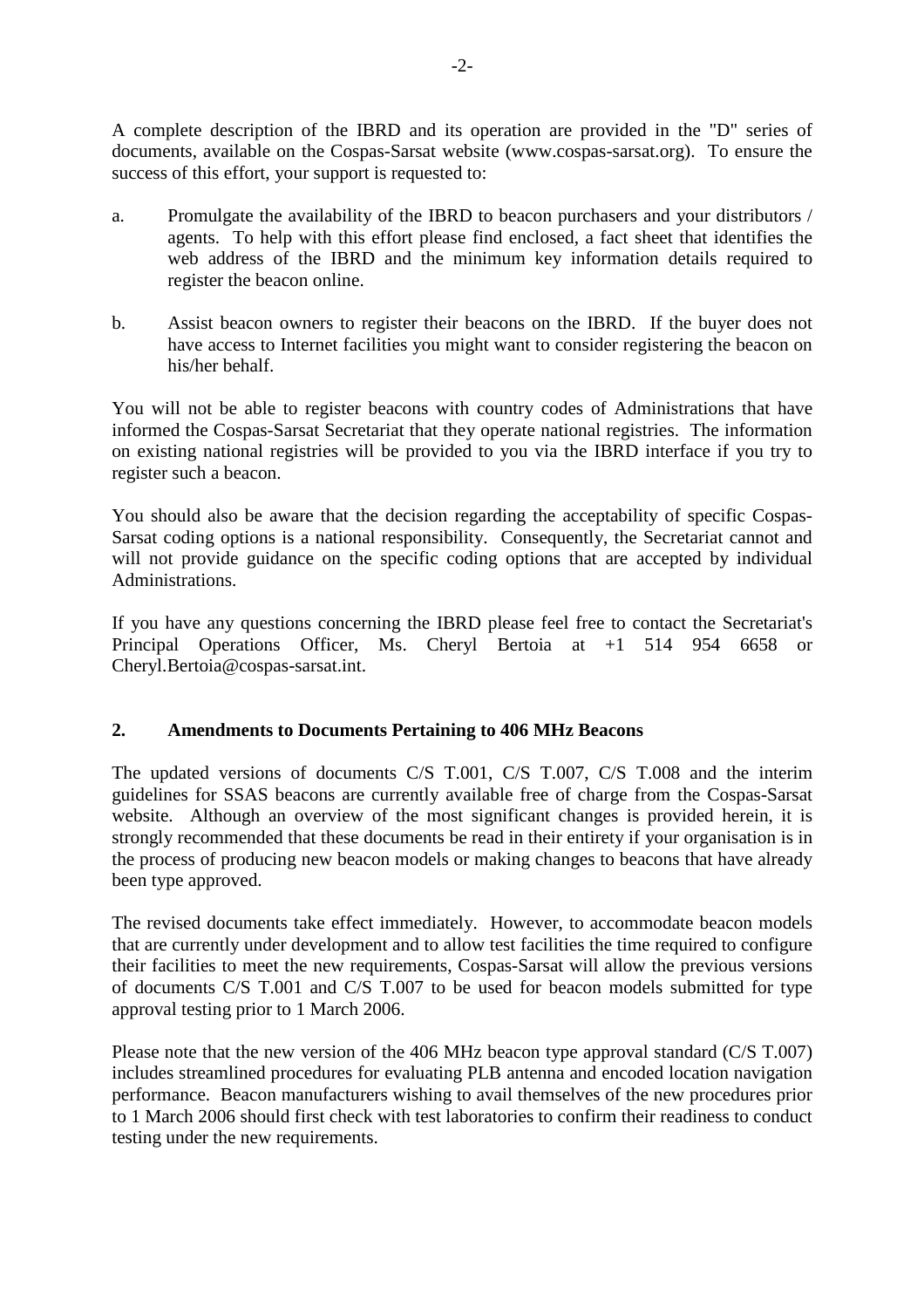A complete description of the IBRD and its operation are provided in the "D" series of documents, available on the Cospas-Sarsat website (www.cospas-sarsat.org). To ensure the success of this effort, your support is requested to:

a. Promulgate the availability of the IBRD to beacon purchasers and your distributors / agents. To help with this effort please find enclosed, a fact sheet that identifies the web address of the IBRD and the minimum key information details required to register the beacon online.

b. Assist beacon owners to register their beacons on the IBRD. If the buyer does not have access to Internet facilities you might want to consider registering the beacon on his/her behalf.

You will not be able to register beacons with country codes of Administrations that have informed the Cospas-Sarsat Secretariat that they operate national registries. The information on existing national registries will be provided to you via the IBRD interface if you try to register such a beacon.

You should also be aware that the decision regarding the acceptability of specific Cospas-Sarsat coding options is a national responsibility. Consequently, the Secretariat cannot and will not provide guidance on the specific coding options that are accepted by individual Administrations.

If you have any questions concerning the IBRD please feel free to contact the Secretariat's Principal Operations Officer, Ms. Cheryl Bertoia at +1 514 954 6658 or Cheryl.Bertoia@cospas-sarsat.int.

## 2. Amendments to Documents Pertaining to 406 MHz Beacons

The updated versions of documents C/S T.001, C/S T.007, C/S T.008 and the interim guidelines for SSAS beacons are currently available free of charge from the Cospas-Sarsat website. Although an overview of the most significant changes is provided herein, it is strongly recommended that these documents be read in their entirety if your organisation is in the process of producing new beacon models or making changes to beacons that have already been type approved.

The revised documents take effect immediately. However, to accommodate beacon models that are currently under development and to allow test facilities the time required to configure their facilities to meet the new requirements, Cospas-Sarsat will allow the previous versions of documents C/S T.001 and C/S T.007 to be used for beacon models submitted for type approval testing prior to 1 March 2006.

Please note that the new version of the 406 MHz beacon type approval standard (C/S T.007) includes streamlined procedures for evaluating PLB antenna and encoded location navigation performance. Beacon manufacturers wishing to avail themselves of the new procedures prior to 1 March 2006 should first check with test laboratories to confirm their readiness to conduct testing under the new requirements.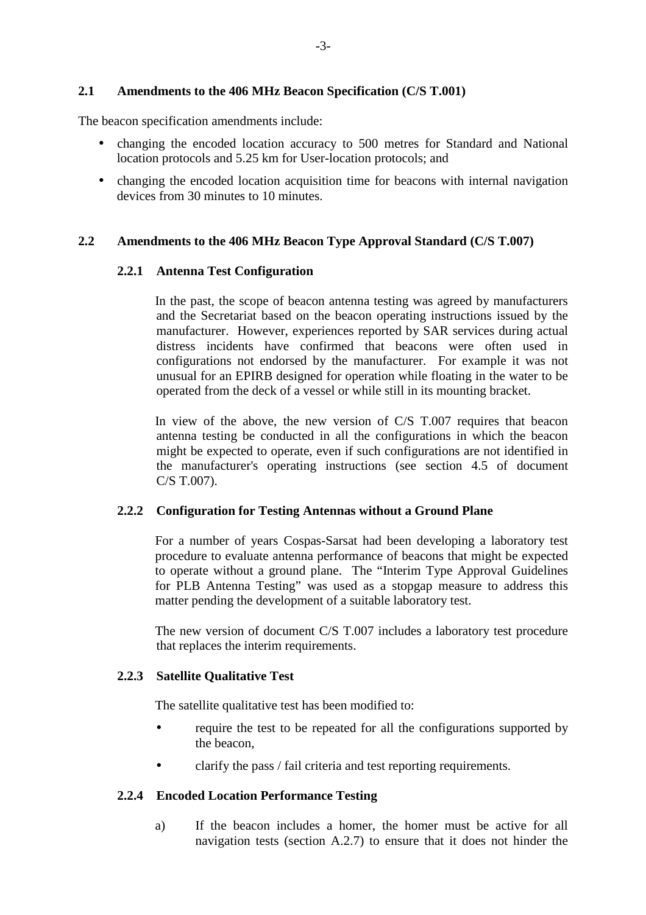## 2.1 Amendments to the 406 MHz Beacon Specification (C/S T.001)

The beacon specification amendments include:

- changing the encoded location accuracy to 500 metres for Standard and National location protocols and 5.25 km for User-location protocols; and
- changing the encoded location acquisition time for beacons with internal navigation devices from 30 minutes to 10 minutes.

## 2.2 Amendments to the 406 MHz Beacon Type Approval Standard (C/S T.007)

### 2.2.1 Antenna Test Configuration

In the past, the scope of beacon antenna testing was agreed by manufacturers and the Secretariat based on the beacon operating instructions issued by the manufacturer. However, experiences reported by SAR services during actual distress incidents have confirmed that beacons were often used in configurations not endorsed by the manufacturer. For example it was not unusual for an EPIRB designed for operation while floating in the water to be operated from the deck of a vessel or while still in its mounting bracket.

In view of the above, the new version of C/S T.007 requires that beacon antenna testing be conducted in all the configurations in which the beacon might be expected to operate, even if such configurations are not identified in the manufacturer's operating instructions (see section 4.5 of document C/S T.007).

### 2.2.2 Configuration for Testing Antennas without a Ground Plane

For a number of years Cospas-Sarsat had been developing a laboratory test procedure to evaluate antenna performance of beacons that might be expected to operate without a ground plane. The "Interim Type Approval Guidelines for PLB Antenna Testing" was used as a stopgap measure to address this matter pending the development of a suitable laboratory test.

The new version of document C/S T.007 includes a laboratory test procedure that replaces the interim requirements.

### 2.2.3 Satellite Qualitative Test

The satellite qualitative test has been modified to:

- require the test to be repeated for all the configurations supported by the beacon,
- clarify the pass / fail criteria and test reporting requirements.

### 2.2.4 Encoded Location Performance Testing

a) If the beacon includes a homer, the homer must be active for all navigation tests (section A.2.7) to ensure that it does not hinder the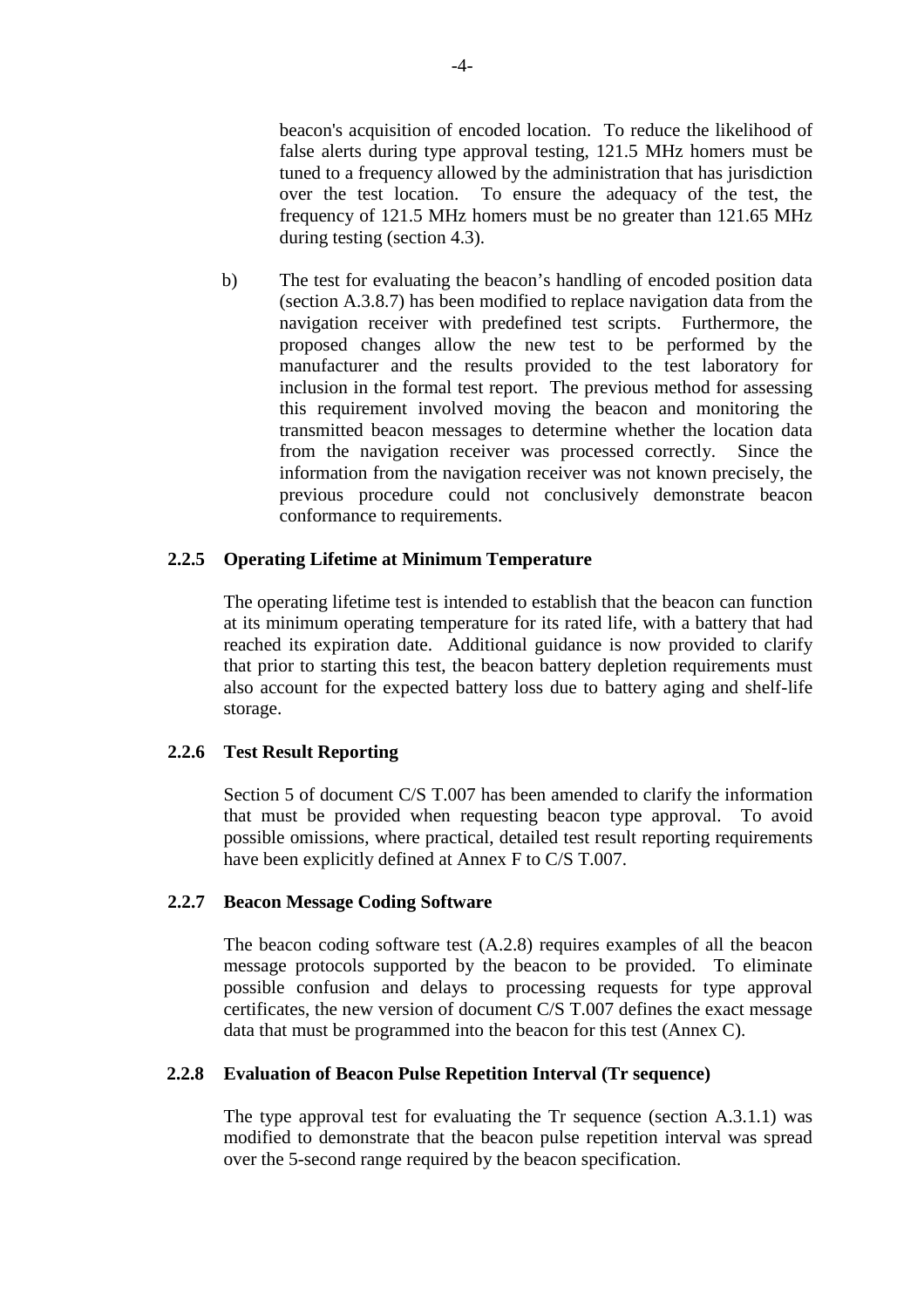beacon's acquisition of encoded location. To reduce the likelihood of false alerts during type approval testing, 121.5 MHz homers must be tuned to a frequency allowed by the administration that has jurisdiction over the test location. To ensure the adequacy of the test, the frequency of 121.5 MHz homers must be no greater than 121.65 MHz during testing (section 4.3).

b) The test for evaluating the beacon's handling of encoded position data (section A.3.8.7) has been modified to replace navigation data from the navigation receiver with predefined test scripts. Furthermore, the proposed changes allow the new test to be performed by the manufacturer and the results provided to the test laboratory for inclusion in the formal test report. The previous method for assessing this requirement involved moving the beacon and monitoring the transmitted beacon messages to determine whether the location data from the navigation receiver was processed correctly. Since the information from the navigation receiver was not known precisely, the previous procedure could not conclusively demonstrate beacon conformance to requirements.

### 2.2.5 Operating Lifetime at Minimum Temperature

The operating lifetime test is intended to establish that the beacon can function at its minimum operating temperature for its rated life, with a battery that had reached its expiration date. Additional guidance is now provided to clarify that prior to starting this test, the beacon battery depletion requirements must also account for the expected battery loss due to battery aging and shelf-life storage.

### 2.2.6 Test Result Reporting

Section 5 of document C/S T.007 has been amended to clarify the information that must be provided when requesting beacon type approval. To avoid possible omissions, where practical, detailed test result reporting requirements have been explicitly defined at Annex F to C/S T.007.

### 2.2.7 Beacon Message Coding Software

The beacon coding software test (A.2.8) requires examples of all the beacon message protocols supported by the beacon to be provided. To eliminate possible confusion and delays to processing requests for type approval certificates, the new version of document C/S T.007 defines the exact message data that must be programmed into the beacon for this test (Annex C).

### 2.2.8 Evaluation of Beacon Pulse Repetition Interval (Tr sequence)

The type approval test for evaluating the Tr sequence (section A.3.1.1) was modified to demonstrate that the beacon pulse repetition interval was spread over the 5-second range required by the beacon specification.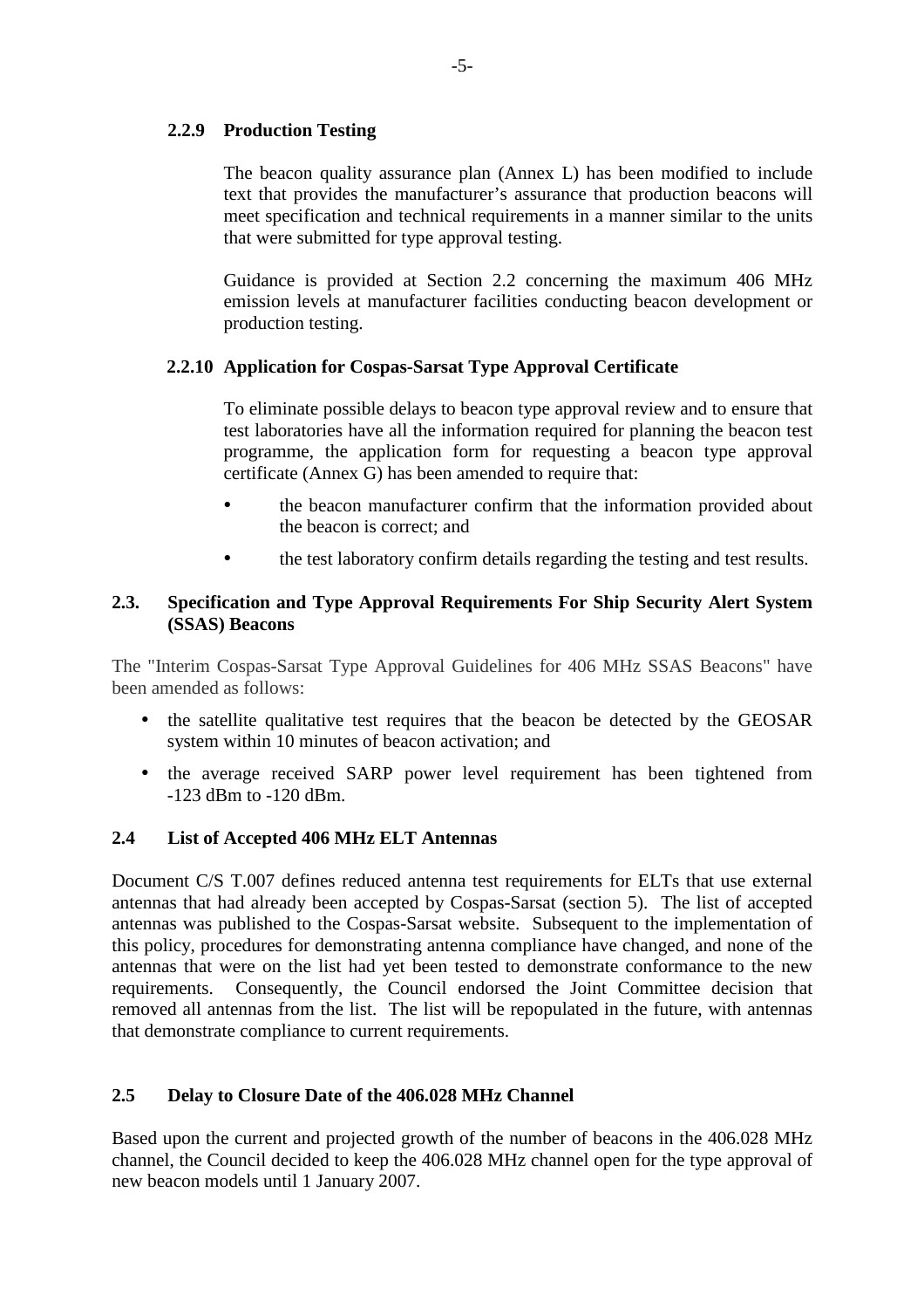#### 2.2.9 Production Testing

The beacon quality assurance plan (Annex L) has been modified to include text that provides the manufacturer's assurance that production beacons will meet specification and technical requirements in a manner similar to the units that were submitted for type approval testing.

Guidance is provided at Section 2.2 concerning the maximum 406 MHz emission levels at manufacturer facilities conducting beacon development or production testing.

#### 2.2.10 Application for Cospas-Sarsat Type Approval Certificate

To eliminate possible delays to beacon type approval review and to ensure that test laboratories have all the information required for planning the beacon test programme, the application form for requesting a beacon type approval certificate (Annex G) has been amended to require that:

- the beacon manufacturer confirm that the information provided about the beacon is correct; and
- the test laboratory confirm details regarding the testing and test results.

### 2.3. Specification and Type Approval Requirements For Ship Security Alert System (SSAS) Beacons

The "Interim Cospas-Sarsat Type Approval Guidelines for 406 MHz SSAS Beacons" have been amended as follows:

- the satellite qualitative test requires that the beacon be detected by the GEOSAR system within 10 minutes of beacon activation; and
- the average received SARP power level requirement has been tightened from -123 dBm to -120 dBm.

### 2.4 List of Accepted 406 MHz ELT Antennas

Document C/S T.007 defines reduced antenna test requirements for ELTs that use external antennas that had already been accepted by Cospas-Sarsat (section 5). The list of accepted antennas was published to the Cospas-Sarsat website. Subsequent to the implementation of this policy, procedures for demonstrating antenna compliance have changed, and none of the antennas that were on the list had yet been tested to demonstrate conformance to the new requirements. Consequently, the Council endorsed the Joint Committee decision that removed all antennas from the list. The list will be repopulated in the future, with antennas that demonstrate compliance to current requirements.

### 2.5 Delay to Closure Date of the 406.028 MHz Channel

Based upon the current and projected growth of the number of beacons in the 406.028 MHz channel, the Council decided to keep the 406.028 MHz channel open for the type approval of new beacon models until 1 January 2007.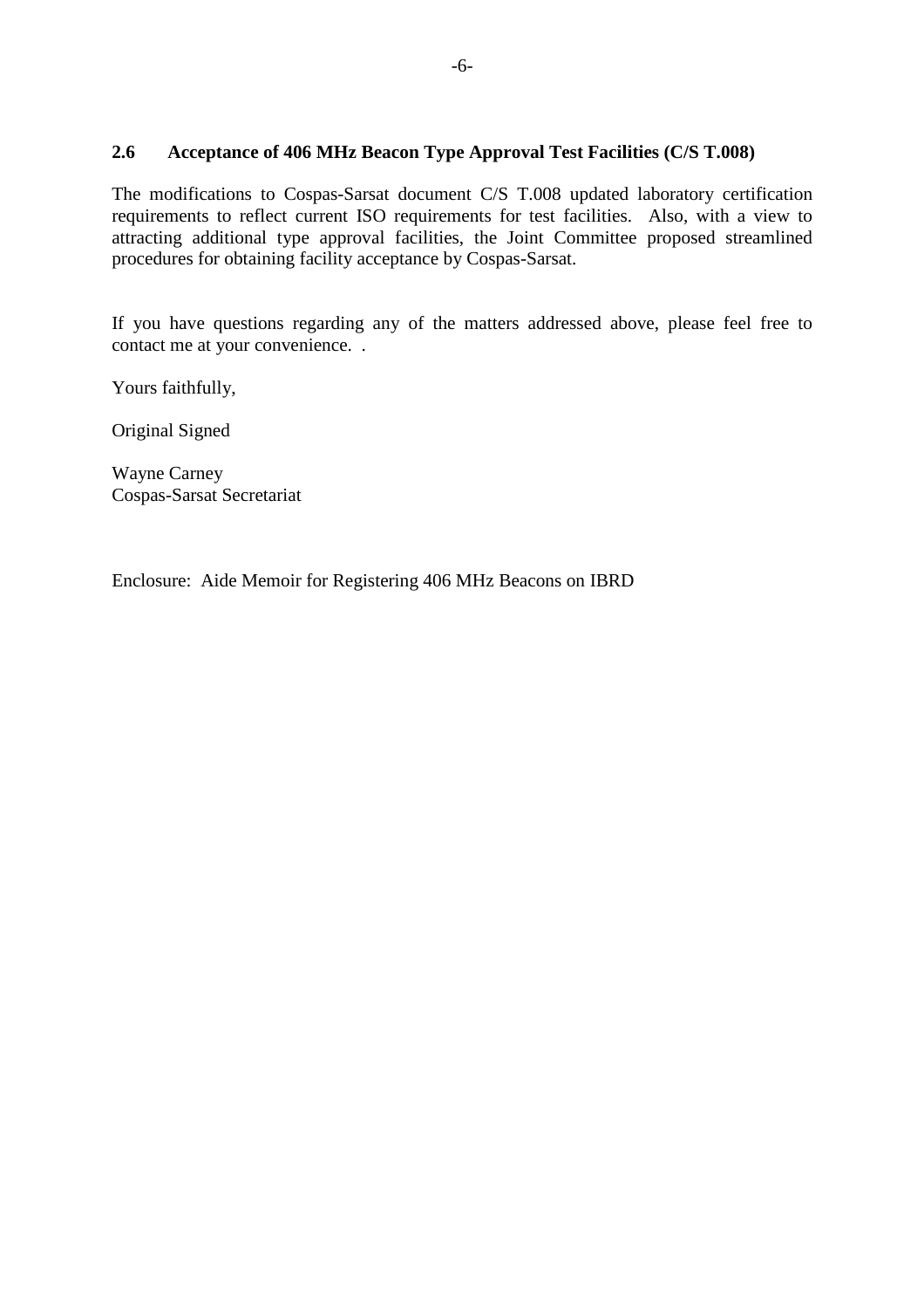### 2.6 Acceptance of 406 MHz Beacon Type Approval Test Facilities (C/S T.008)

The modifications to Cospas-Sarsat document C/S T.008 updated laboratory certification requirements to reflect current ISO requirements for test facilities. Also, with a view to attracting additional type approval facilities, the Joint Committee proposed streamlined procedures for obtaining facility acceptance by Cospas-Sarsat.

If you have questions regarding any of the matters addressed above, please feel free to contact me at your convenience. .

Yours faithfully,

Original Signed

Wayne Carney
Cospas-Sarsat Secretariat

Enclosure: Aide Memoir for Registering 406 MHz Beacons on IBRD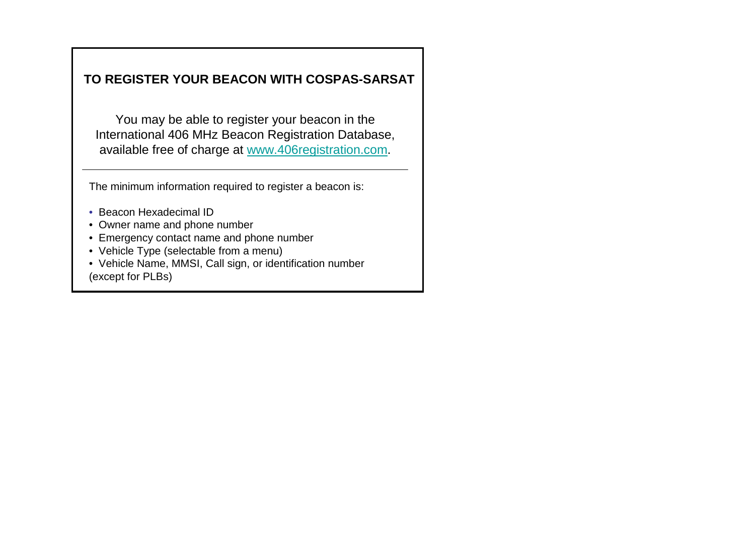## TO REGISTER YOUR BEACON WITH COSPAS-SARSAT

You may be able to register your beacon in the International 406 MHz Beacon Registration Database, available free of charge at www.406registration.com.

---

The minimum information required to register a beacon is:

- Beacon Hexadecimal ID
- Owner name and phone number
- Emergency contact name and phone number
- Vehicle Type (selectable from a menu)
- Vehicle Name, MMSI, Call sign, or identification number (except for PLBs)